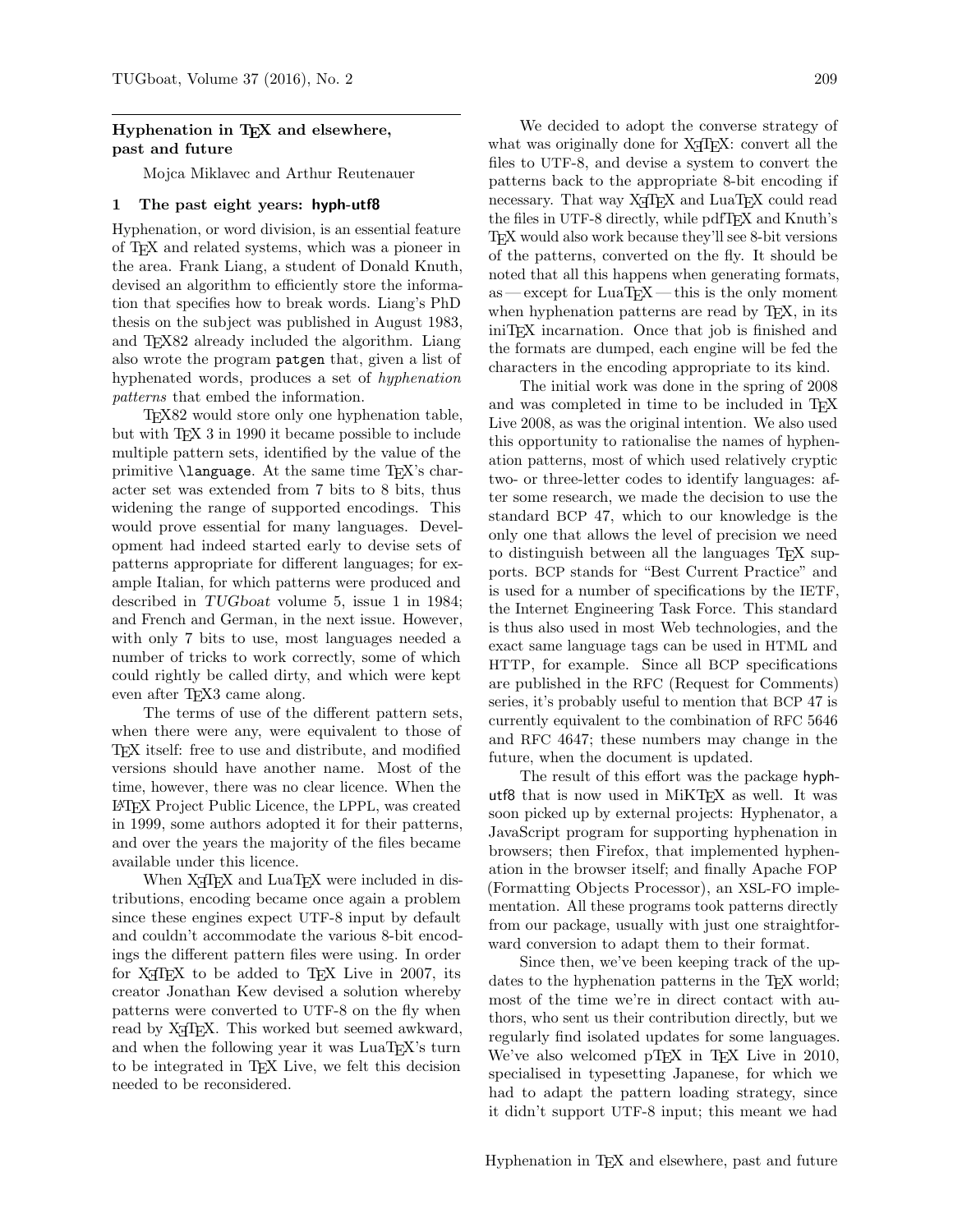# Hyphenation in TeX and elsewhere, past and future

Mojca Miklavec and Arthur Reutenauer

## 1 The past eight years: hyph-utf8

Hyphenation, or word division, is an essential feature of TeX and related systems, which was a pioneer in the area. Frank Liang, a student of Donald Knuth, devised an algorithm to efficiently store the information that specifies how to break words. Liang's PhD thesis on the subject was published in August 1983, and TeX82 already included the algorithm. Liang also wrote the program `patgen` that, given a list of hyphenated words, produces a set of *hyphenation patterns* that embed the information.

TeX82 would store only one hyphenation table, but with TeX 3 in 1990 it became possible to include multiple pattern sets, identified by the value of the primitive `\language`. At the same time TeX's character set was extended from 7 bits to 8 bits, thus widening the range of supported encodings. This would prove essential for many languages. Development had indeed started early to devise sets of patterns appropriate for different languages; for example Italian, for which patterns were produced and described in *TUGboat* volume 5, issue 1 in 1984; and French and German, in the next issue. However, with only 7 bits to use, most languages needed a number of tricks to work correctly, some of which could rightly be called dirty, and which were kept even after TeX3 came along.

The terms of use of the different pattern sets, when there were any, were equivalent to those of TeX itself: free to use and distribute, and modified versions should have another name. Most of the time, however, there was no clear licence. When the LaTeX Project Public Licence, the LPPL, was created in 1999, some authors adopted it for their patterns, and over the years the majority of the files became available under this licence.

When XeTeX and LuaTeX were included in distributions, encoding became once again a problem since these engines expect UTF-8 input by default and couldn't accommodate the various 8-bit encodings the different pattern files were using. In order for XeTeX to be added to TeX Live in 2007, its creator Jonathan Kew devised a solution whereby patterns were converted to UTF-8 on the fly when read by XeTeX. This worked but seemed awkward, and when the following year it was LuaTeX's turn to be integrated in TeX Live, we felt this decision needed to be reconsidered.

We decided to adopt the converse strategy of what was originally done for XeTeX: convert all the files to UTF-8, and devise a system to convert the patterns back to the appropriate 8-bit encoding if necessary. That way XeTeX and LuaTeX could read the files in UTF-8 directly, while pdfTeX and Knuth's TeX would also work because they'll see 8-bit versions of the patterns, converted on the fly. It should be noted that all this happens when generating formats, as — except for LuaTeX — this is the only moment when hyphenation patterns are read by TeX, in its iniTeX incarnation. Once that job is finished and the formats are dumped, each engine will be fed the characters in the encoding appropriate to its kind.

The initial work was done in the spring of 2008 and was completed in time to be included in TeX Live 2008, as was the original intention. We also used this opportunity to rationalise the names of hyphenation patterns, most of which used relatively cryptic two- or three-letter codes to identify languages: after some research, we made the decision to use the standard BCP 47, which to our knowledge is the only one that allows the level of precision we need to distinguish between all the languages TeX supports. BCP stands for "Best Current Practice" and is used for a number of specifications by the IETF, the Internet Engineering Task Force. This standard is thus also used in most Web technologies, and the exact same language tags can be used in HTML and HTTP, for example. Since all BCP specifications are published in the RFC (Request for Comments) series, it's probably useful to mention that BCP 47 is currently equivalent to the combination of RFC 5646 and RFC 4647; these numbers may change in the future, when the document is updated.

The result of this effort was the package hyph-utf8 that is now used in MiKTeX as well. It was soon picked up by external projects: Hyphenator, a JavaScript program for supporting hyphenation in browsers; then Firefox, that implemented hyphenation in the browser itself; and finally Apache FOP (Formatting Objects Processor), an XSL-FO implementation. All these programs took patterns directly from our package, usually with just one straightforward conversion to adapt them to their format.

Since then, we've been keeping track of the updates to the hyphenation patterns in the TeX world; most of the time we're in direct contact with authors, who sent us their contribution directly, but we regularly find isolated updates for some languages. We've also welcomed pTeX in TeX Live in 2010, specialised in typesetting Japanese, for which we had to adapt the pattern loading strategy, since it didn't support UTF-8 input; this meant we had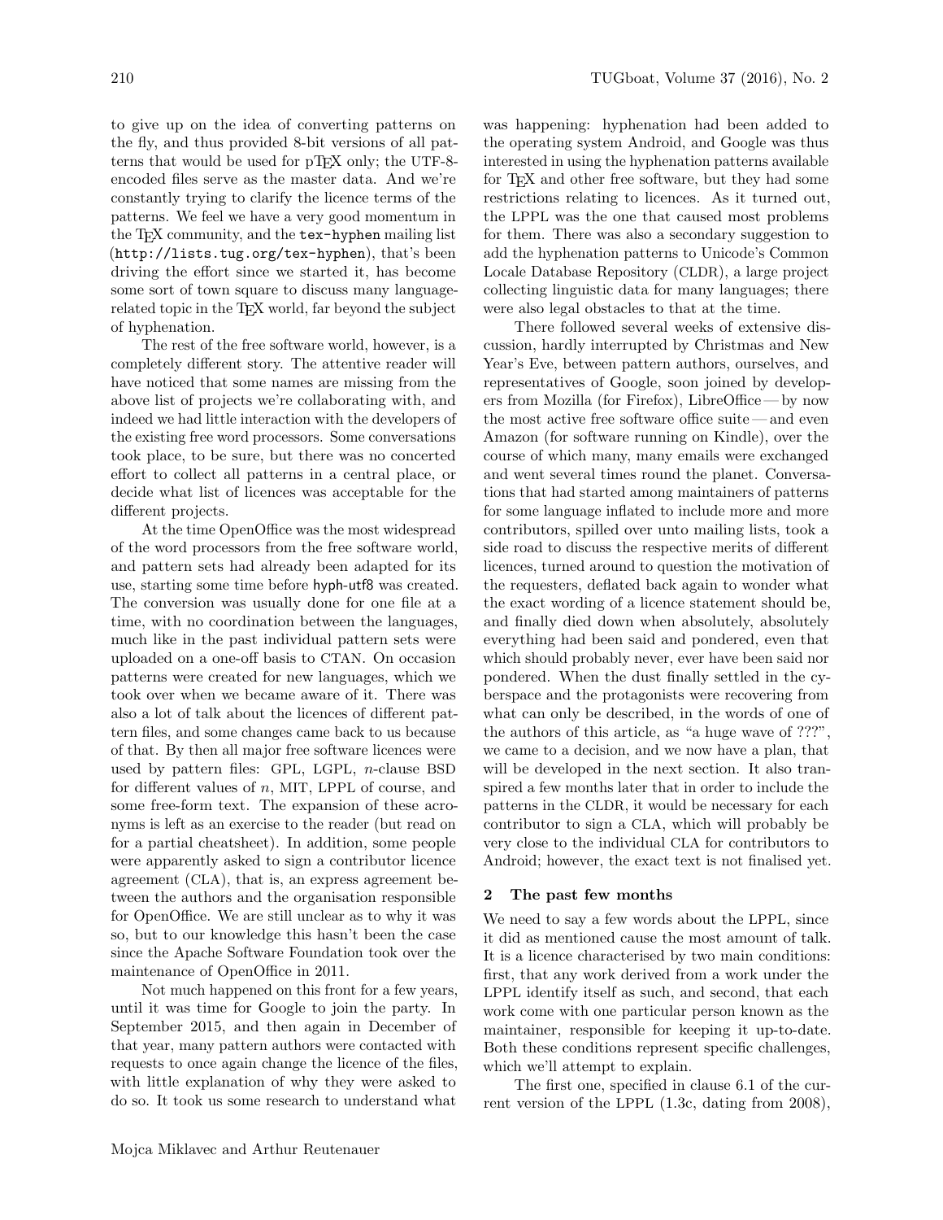to give up on the idea of converting patterns on the fly, and thus provided 8-bit versions of all patterns that would be used for pTEX only; the UTF-8-encoded files serve as the master data. And we're constantly trying to clarify the licence terms of the patterns. We feel we have a very good momentum in the TEX community, and the `tex-hyphen` mailing list (`http://lists.tug.org/tex-hyphen`), that's been driving the effort since we started it, has become some sort of town square to discuss many language-related topic in the TEX world, far beyond the subject of hyphenation.

The rest of the free software world, however, is a completely different story. The attentive reader will have noticed that some names are missing from the above list of projects we're collaborating with, and indeed we had little interaction with the developers of the existing free word processors. Some conversations took place, to be sure, but there was no concerted effort to collect all patterns in a central place, or decide what list of licences was acceptable for the different projects.

At the time OpenOffice was the most widespread of the word processors from the free software world, and pattern sets had already been adapted for its use, starting some time before hyph-utf8 was created. The conversion was usually done for one file at a time, with no coordination between the languages, much like in the past individual pattern sets were uploaded on a one-off basis to CTAN. On occasion patterns were created for new languages, which we took over when we became aware of it. There was also a lot of talk about the licences of different pattern files, and some changes came back to us because of that. By then all major free software licences were used by pattern files: GPL, LGPL, *n*-clause BSD for different values of *n*, MIT, LPPL of course, and some free-form text. The expansion of these acronyms is left as an exercise to the reader (but read on for a partial cheatsheet). In addition, some people were apparently asked to sign a contributor licence agreement (CLA), that is, an express agreement between the authors and the organisation responsible for OpenOffice. We are still unclear as to why it was so, but to our knowledge this hasn't been the case since the Apache Software Foundation took over the maintenance of OpenOffice in 2011.

Not much happened on this front for a few years, until it was time for Google to join the party. In September 2015, and then again in December of that year, many pattern authors were contacted with requests to once again change the licence of the files, with little explanation of why they were asked to do so. It took us some research to understand what was happening: hyphenation had been added to the operating system Android, and Google was thus interested in using the hyphenation patterns available for TEX and other free software, but they had some restrictions relating to licences. As it turned out, the LPPL was the one that caused most problems for them. There was also a secondary suggestion to add the hyphenation patterns to Unicode's Common Locale Database Repository (CLDR), a large project collecting linguistic data for many languages; there were also legal obstacles to that at the time.

There followed several weeks of extensive discussion, hardly interrupted by Christmas and New Year's Eve, between pattern authors, ourselves, and representatives of Google, soon joined by developers from Mozilla (for Firefox), LibreOffice — by now the most active free software office suite — and even Amazon (for software running on Kindle), over the course of which many, many emails were exchanged and went several times round the planet. Conversations that had started among maintainers of patterns for some language inflated to include more and more contributors, spilled over unto mailing lists, took a side road to discuss the respective merits of different licences, turned around to question the motivation of the requesters, deflated back again to wonder what the exact wording of a licence statement should be, and finally died down when absolutely, absolutely everything had been said and pondered, even that which should probably never, ever have been said nor pondered. When the dust finally settled in the cyberspace and the protagonists were recovering from what can only be described, in the words of one of the authors of this article, as "a huge wave of ???", we came to a decision, and we now have a plan, that will be developed in the next section. It also transpired a few months later that in order to include the patterns in the CLDR, it would be necessary for each contributor to sign a CLA, which will probably be very close to the individual CLA for contributors to Android; however, the exact text is not finalised yet.

## 2 The past few months

We need to say a few words about the LPPL, since it did as mentioned cause the most amount of talk. It is a licence characterised by two main conditions: first, that any work derived from a work under the LPPL identify itself as such, and second, that each work come with one particular person known as the maintainer, responsible for keeping it up-to-date. Both these conditions represent specific challenges, which we'll attempt to explain.

The first one, specified in clause 6.1 of the current version of the LPPL (1.3c, dating from 2008),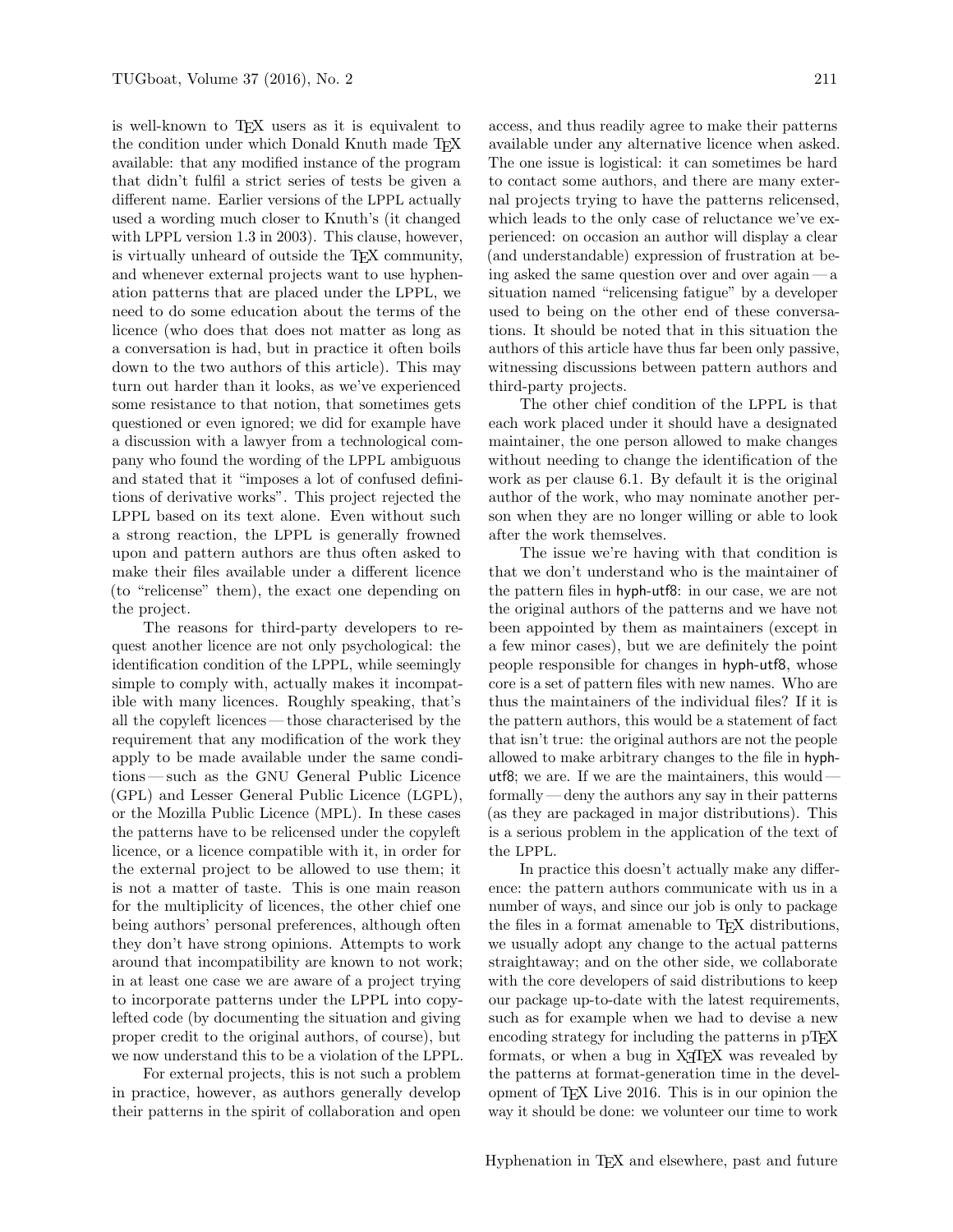is well-known to TeX users as it is equivalent to the condition under which Donald Knuth made TeX available: that any modified instance of the program that didn't fulfil a strict series of tests be given a different name. Earlier versions of the LPPL actually used a wording much closer to Knuth's (it changed with LPPL version 1.3 in 2003). This clause, however, is virtually unheard of outside the TeX community, and whenever external projects want to use hyphenation patterns that are placed under the LPPL, we need to do some education about the terms of the licence (who does that does not matter as long as a conversation is had, but in practice it often boils down to the two authors of this article). This may turn out harder than it looks, as we've experienced some resistance to that notion, that sometimes gets questioned or even ignored; we did for example have a discussion with a lawyer from a technological company who found the wording of the LPPL ambiguous and stated that it "imposes a lot of confused definitions of derivative works". This project rejected the LPPL based on its text alone. Even without such a strong reaction, the LPPL is generally frowned upon and pattern authors are thus often asked to make their files available under a different licence (to "relicense" them), the exact one depending on the project.

The reasons for third-party developers to request another licence are not only psychological: the identification condition of the LPPL, while seemingly simple to comply with, actually makes it incompatible with many licences. Roughly speaking, that's all the copyleft licences — those characterised by the requirement that any modification of the work they apply to be made available under the same conditions — such as the GNU General Public Licence (GPL) and Lesser General Public Licence (LGPL), or the Mozilla Public Licence (MPL). In these cases the patterns have to be relicensed under the copyleft licence, or a licence compatible with it, in order for the external project to be allowed to use them; it is not a matter of taste. This is one main reason for the multiplicity of licences, the other chief one being authors' personal preferences, although often they don't have strong opinions. Attempts to work around that incompatibility are known to not work; in at least one case we are aware of a project trying to incorporate patterns under the LPPL into copylefted code (by documenting the situation and giving proper credit to the original authors, of course), but we now understand this to be a violation of the LPPL.

For external projects, this is not such a problem in practice, however, as authors generally develop their patterns in the spirit of collaboration and open access, and thus readily agree to make their patterns available under any alternative licence when asked. The one issue is logistical: it can sometimes be hard to contact some authors, and there are many external projects trying to have the patterns relicensed, which leads to the only case of reluctance we've experienced: on occasion an author will display a clear (and understandable) expression of frustration at being asked the same question over and over again — a situation named "relicensing fatigue" by a developer used to being on the other end of these conversations. It should be noted that in this situation the authors of this article have thus far been only passive, witnessing discussions between pattern authors and third-party projects.

The other chief condition of the LPPL is that each work placed under it should have a designated maintainer, the one person allowed to make changes without needing to change the identification of the work as per clause 6.1. By default it is the original author of the work, who may nominate another person when they are no longer willing or able to look after the work themselves.

The issue we're having with that condition is that we don't understand who is the maintainer of the pattern files in hyph-utf8: in our case, we are not the original authors of the patterns and we have not been appointed by them as maintainers (except in a few minor cases), but we are definitely the point people responsible for changes in hyph-utf8, whose core is a set of pattern files with new names. Who are thus the maintainers of the individual files? If it is the pattern authors, this would be a statement of fact that isn't true: the original authors are not the people allowed to make arbitrary changes to the file in hyph-utf8; we are. If we are the maintainers, this would — formally — deny the authors any say in their patterns (as they are packaged in major distributions). This is a serious problem in the application of the text of the LPPL.

In practice this doesn't actually make any difference: the pattern authors communicate with us in a number of ways, and since our job is only to package the files in a format amenable to TeX distributions, we usually adopt any change to the actual patterns straightaway; and on the other side, we collaborate with the core developers of said distributions to keep our package up-to-date with the latest requirements, such as for example when we had to devise a new encoding strategy for including the patterns in pTeX formats, or when a bug in XeTeX was revealed by the patterns at format-generation time in the development of TeX Live 2016. This is in our opinion the way it should be done: we volunteer our time to work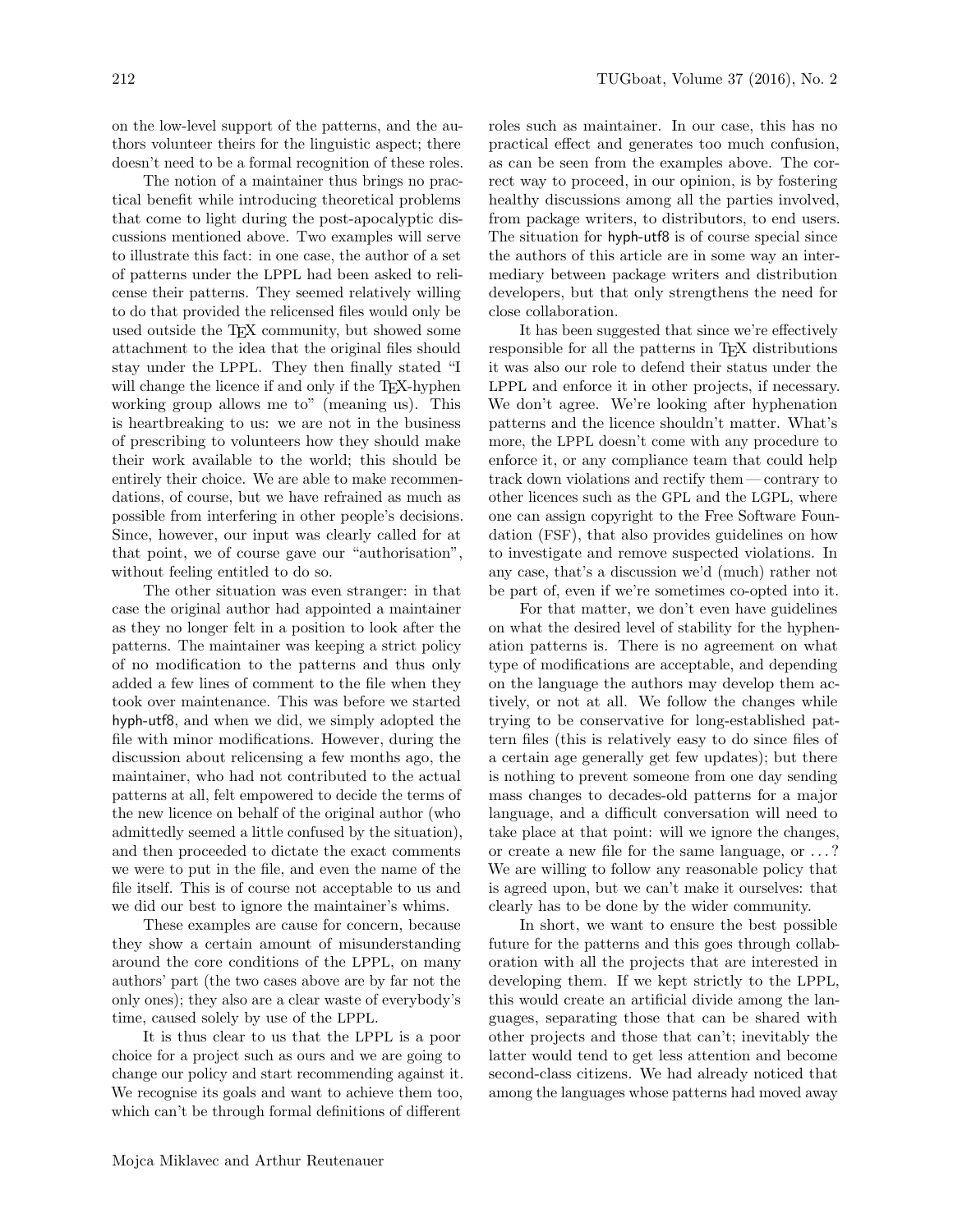on the low-level support of the patterns, and the authors volunteer theirs for the linguistic aspect; there doesn't need to be a formal recognition of these roles.

The notion of a maintainer thus brings no practical benefit while introducing theoretical problems that come to light during the post-apocalyptic discussions mentioned above. Two examples will serve to illustrate this fact: in one case, the author of a set of patterns under the LPPL had been asked to relicense their patterns. They seemed relatively willing to do that provided the relicensed files would only be used outside the TEX community, but showed some attachment to the idea that the original files should stay under the LPPL. They then finally stated "I will change the licence if and only if the TEX-hyphen working group allows me to" (meaning us). This is heartbreaking to us: we are not in the business of prescribing to volunteers how they should make their work available to the world; this should be entirely their choice. We are able to make recommendations, of course, but we have refrained as much as possible from interfering in other people's decisions. Since, however, our input was clearly called for at that point, we of course gave our "authorisation", without feeling entitled to do so.

The other situation was even stranger: in that case the original author had appointed a maintainer as they no longer felt in a position to look after the patterns. The maintainer was keeping a strict policy of no modification to the patterns and thus only added a few lines of comment to the file when they took over maintenance. This was before we started hyph-utf8, and when we did, we simply adopted the file with minor modifications. However, during the discussion about relicensing a few months ago, the maintainer, who had not contributed to the actual patterns at all, felt empowered to decide the terms of the new licence on behalf of the original author (who admittedly seemed a little confused by the situation), and then proceeded to dictate the exact comments we were to put in the file, and even the name of the file itself. This is of course not acceptable to us and we did our best to ignore the maintainer's whims.

These examples are cause for concern, because they show a certain amount of misunderstanding around the core conditions of the LPPL, on many authors' part (the two cases above are by far not the only ones); they also are a clear waste of everybody's time, caused solely by use of the LPPL.

It is thus clear to us that the LPPL is a poor choice for a project such as ours and we are going to change our policy and start recommending against it. We recognise its goals and want to achieve them too, which can't be through formal definitions of different roles such as maintainer. In our case, this has no practical effect and generates too much confusion, as can be seen from the examples above. The correct way to proceed, in our opinion, is by fostering healthy discussions among all the parties involved, from package writers, to distributors, to end users. The situation for hyph-utf8 is of course special since the authors of this article are in some way an intermediary between package writers and distribution developers, but that only strengthens the need for close collaboration.

It has been suggested that since we're effectively responsible for all the patterns in TEX distributions it was also our role to defend their status under the LPPL and enforce it in other projects, if necessary. We don't agree. We're looking after hyphenation patterns and the licence shouldn't matter. What's more, the LPPL doesn't come with any procedure to enforce it, or any compliance team that could help track down violations and rectify them — contrary to other licences such as the GPL and the LGPL, where one can assign copyright to the Free Software Foundation (FSF), that also provides guidelines on how to investigate and remove suspected violations. In any case, that's a discussion we'd (much) rather not be part of, even if we're sometimes co-opted into it.

For that matter, we don't even have guidelines on what the desired level of stability for the hyphenation patterns is. There is no agreement on what type of modifications are acceptable, and depending on the language the authors may develop them actively, or not at all. We follow the changes while trying to be conservative for long-established pattern files (this is relatively easy to do since files of a certain age generally get few updates); but there is nothing to prevent someone from one day sending mass changes to decades-old patterns for a major language, and a difficult conversation will need to take place at that point: will we ignore the changes, or create a new file for the same language, or ...? We are willing to follow any reasonable policy that is agreed upon, but we can't make it ourselves: that clearly has to be done by the wider community.

In short, we want to ensure the best possible future for the patterns and this goes through collaboration with all the projects that are interested in developing them. If we kept strictly to the LPPL, this would create an artificial divide among the languages, separating those that can be shared with other projects and those that can't; inevitably the latter would tend to get less attention and become second-class citizens. We had already noticed that among the languages whose patterns had moved away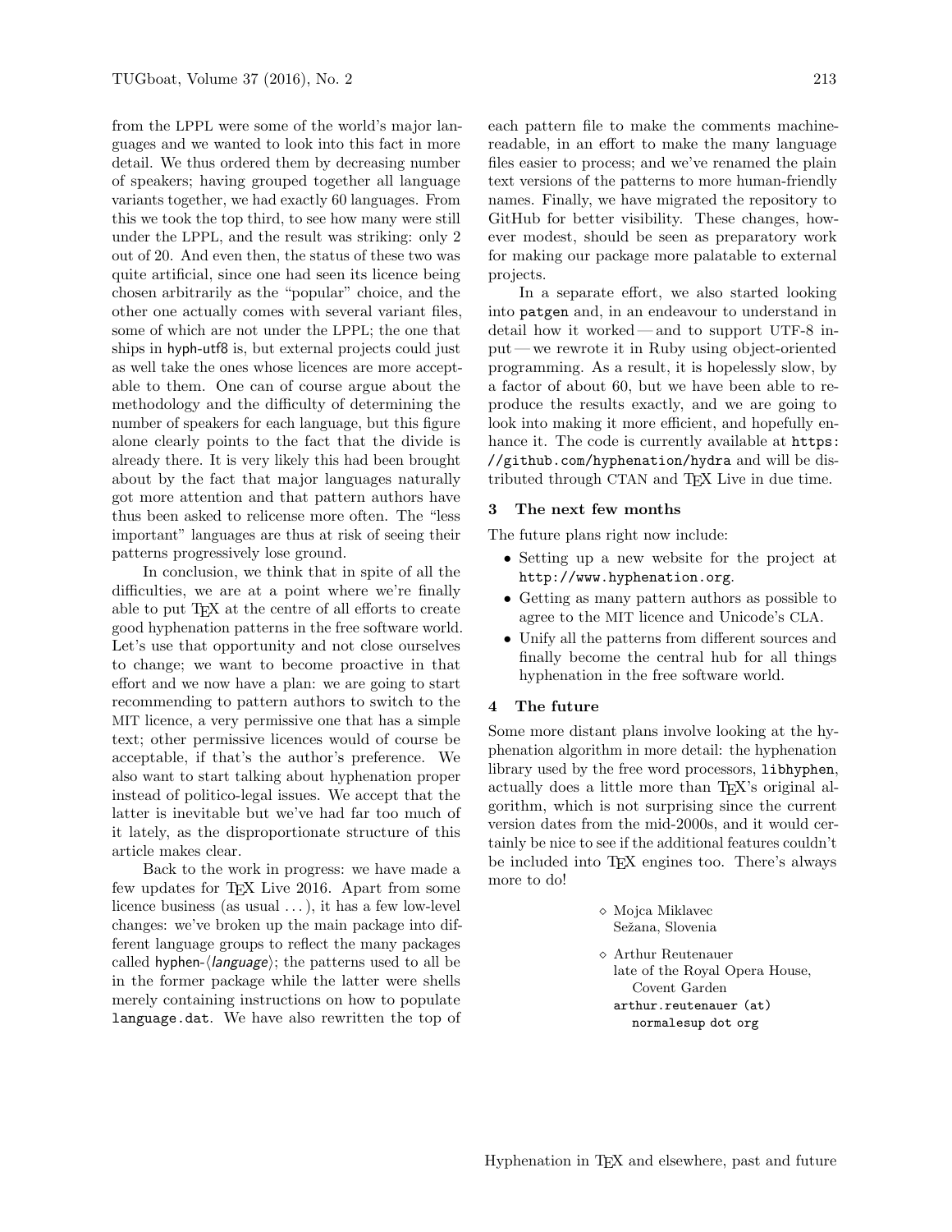from the LPPL were some of the world's major languages and we wanted to look into this fact in more detail. We thus ordered them by decreasing number of speakers; having grouped together all language variants together, we had exactly 60 languages. From this we took the top third, to see how many were still under the LPPL, and the result was striking: only 2 out of 20. And even then, the status of these two was quite artificial, since one had seen its licence being chosen arbitrarily as the "popular" choice, and the other one actually comes with several variant files, some of which are not under the LPPL; the one that ships in hyph-utf8 is, but external projects could just as well take the ones whose licences are more acceptable to them. One can of course argue about the methodology and the difficulty of determining the number of speakers for each language, but this figure alone clearly points to the fact that the divide is already there. It is very likely this had been brought about by the fact that major languages naturally got more attention and that pattern authors have thus been asked to relicense more often. The "less important" languages are thus at risk of seeing their patterns progressively lose ground.

In conclusion, we think that in spite of all the difficulties, we are at a point where we're finally able to put TeX at the centre of all efforts to create good hyphenation patterns in the free software world. Let's use that opportunity and not close ourselves to change; we want to become proactive in that effort and we now have a plan: we are going to start recommending to pattern authors to switch to the MIT licence, a very permissive one that has a simple text; other permissive licences would of course be acceptable, if that's the author's preference. We also want to start talking about hyphenation proper instead of politico-legal issues. We accept that the latter is inevitable but we've had far too much of it lately, as the disproportionate structure of this article makes clear.

Back to the work in progress: we have made a few updates for TeX Live 2016. Apart from some licence business (as usual ...), it has a few low-level changes: we've broken up the main package into different language groups to reflect the many packages called hyphen-⟨*language*⟩; the patterns used to all be in the former package while the latter were shells merely containing instructions on how to populate `language.dat`. We have also rewritten the top of each pattern file to make the comments machine-readable, in an effort to make the many language files easier to process; and we've renamed the plain text versions of the patterns to more human-friendly names. Finally, we have migrated the repository to GitHub for better visibility. These changes, however modest, should be seen as preparatory work for making our package more palatable to external projects.

In a separate effort, we also started looking into `patgen` and, in an endeavour to understand in detail how it worked — and to support UTF-8 input — we rewrote it in Ruby using object-oriented programming. As a result, it is hopelessly slow, by a factor of about 60, but we have been able to reproduce the results exactly, and we are going to look into making it more efficient, and hopefully enhance it. The code is currently available at `https://github.com/hyphenation/hydra` and will be distributed through CTAN and TeX Live in due time.

## 3 The next few months

The future plans right now include:

- Setting up a new website for the project at `http://www.hyphenation.org`.
- Getting as many pattern authors as possible to agree to the MIT licence and Unicode's CLA.
- Unify all the patterns from different sources and finally become the central hub for all things hyphenation in the free software world.

## 4 The future

Some more distant plans involve looking at the hyphenation algorithm in more detail: the hyphenation library used by the free word processors, **`libhyphen`**, actually does a little more than TeX's original algorithm, which is not surprising since the current version dates from the mid-2000s, and it would certainly be nice to see if the additional features couldn't be included into TeX engines too. There's always more to do!

⋄ Mojca Miklavec
Sežana, Slovenia

⋄ Arthur Reutenauer
late of the Royal Opera House,
Covent Garden
`arthur.reutenauer (at) normalesup dot org`